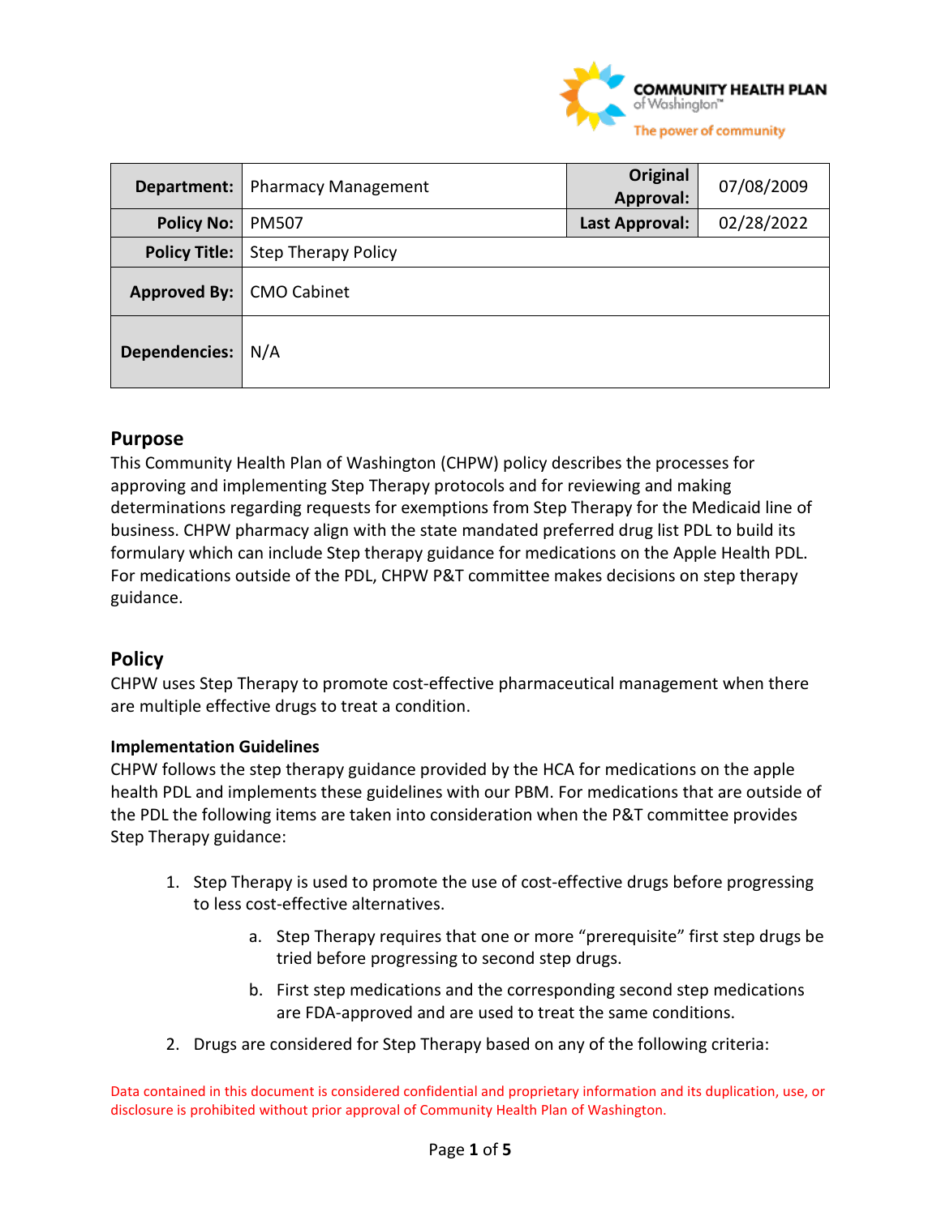| Department: | Pharmacy Management | Original Approval: | 07/08/2009 |
|---|---|---|---|
| Policy No: | PM507 | Last Approval: | 02/28/2022 |
| Policy Title: | Step Therapy Policy | | |
| Approved By: | CMO Cabinet | | |
| Dependencies: | N/A | | |

## Purpose

This Community Health Plan of Washington (CHPW) policy describes the processes for approving and implementing Step Therapy protocols and for reviewing and making determinations regarding requests for exemptions from Step Therapy for the Medicaid line of business. CHPW pharmacy align with the state mandated preferred drug list PDL to build its formulary which can include Step therapy guidance for medications on the Apple Health PDL. For medications outside of the PDL, CHPW P&T committee makes decisions on step therapy guidance.

## Policy

CHPW uses Step Therapy to promote cost-effective pharmaceutical management when there are multiple effective drugs to treat a condition.

**Implementation Guidelines**

CHPW follows the step therapy guidance provided by the HCA for medications on the apple health PDL and implements these guidelines with our PBM. For medications that are outside of the PDL the following items are taken into consideration when the P&T committee provides Step Therapy guidance:

1. Step Therapy is used to promote the use of cost-effective drugs before progressing to less cost-effective alternatives.
    a. Step Therapy requires that one or more "prerequisite" first step drugs be tried before progressing to second step drugs.
    b. First step medications and the corresponding second step medications are FDA-approved and are used to treat the same conditions.
2. Drugs are considered for Step Therapy based on any of the following criteria:

Data contained in this document is considered confidential and proprietary information and its duplication, use, or disclosure is prohibited without prior approval of Community Health Plan of Washington.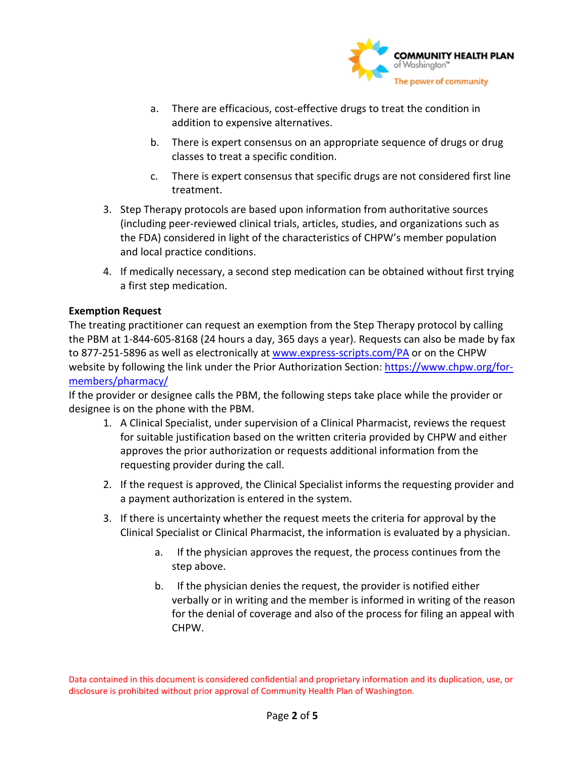a. There are efficacious, cost-effective drugs to treat the condition in addition to expensive alternatives.

   b. There is expert consensus on an appropriate sequence of drugs or drug classes to treat a specific condition.

   c. There is expert consensus that specific drugs are not considered first line treatment.

3. Step Therapy protocols are based upon information from authoritative sources (including peer-reviewed clinical trials, articles, studies, and organizations such as the FDA) considered in light of the characteristics of CHPW's member population and local practice conditions.

4. If medically necessary, a second step medication can be obtained without first trying a first step medication.

**Exemption Request**

The treating practitioner can request an exemption from the Step Therapy protocol by calling the PBM at 1-844-605-8168 (24 hours a day, 365 days a year). Requests can also be made by fax to 877-251-5896 as well as electronically at [www.express-scripts.com/PA](www.express-scripts.com/PA) or on the CHPW website by following the link under the Prior Authorization Section: [https://www.chpw.org/for-members/pharmacy/](https://www.chpw.org/for-members/pharmacy/)

If the provider or designee calls the PBM, the following steps take place while the provider or designee is on the phone with the PBM.

1. A Clinical Specialist, under supervision of a Clinical Pharmacist, reviews the request for suitable justification based on the written criteria provided by CHPW and either approves the prior authorization or requests additional information from the requesting provider during the call.

2. If the request is approved, the Clinical Specialist informs the requesting provider and a payment authorization is entered in the system.

3. If there is uncertainty whether the request meets the criteria for approval by the Clinical Specialist or Clinical Pharmacist, the information is evaluated by a physician.

   a. If the physician approves the request, the process continues from the step above.

   b. If the physician denies the request, the provider is notified either verbally or in writing and the member is informed in writing of the reason for the denial of coverage and also of the process for filing an appeal with CHPW.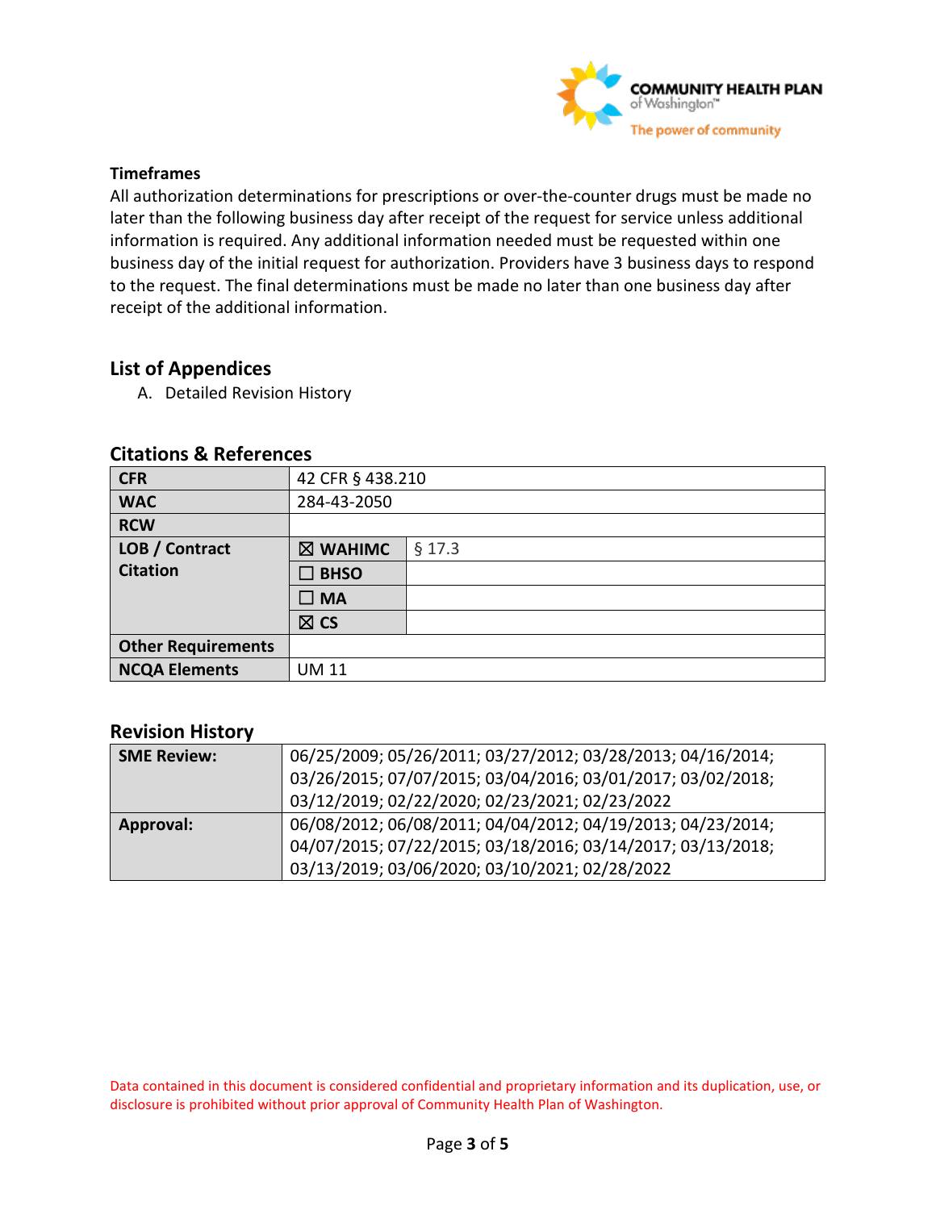**Timeframes**

All authorization determinations for prescriptions or over-the-counter drugs must be made no later than the following business day after receipt of the request for service unless additional information is required. Any additional information needed must be requested within one business day of the initial request for authorization. Providers have 3 business days to respond to the request. The final determinations must be made no later than one business day after receipt of the additional information.

## List of Appendices

A. Detailed Revision History

## Citations & References

| | | |
|---|---|---|
| **CFR** | 42 CFR § 438.210 | |
| **WAC** | 284-43-2050 | |
| **RCW** | | |
| **LOB / Contract Citation** | ☒ **WAHIMC** | § 17.3 |
| | ☐ **BHSO** | |
| | ☐ **MA** | |
| | ☒ **CS** | |
| **Other Requirements** | | |
| **NCQA Elements** | UM 11 | |

## Revision History

| | |
|---|---|
| **SME Review:** | 06/25/2009; 05/26/2011; 03/27/2012; 03/28/2013; 04/16/2014; 03/26/2015; 07/07/2015; 03/04/2016; 03/01/2017; 03/02/2018; 03/12/2019; 02/22/2020; 02/23/2021; 02/23/2022 |
| **Approval:** | 06/08/2012; 06/08/2011; 04/04/2012; 04/19/2013; 04/23/2014; 04/07/2015; 07/22/2015; 03/18/2016; 03/14/2017; 03/13/2018; 03/13/2019; 03/06/2020; 03/10/2021; 02/28/2022 |

Data contained in this document is considered confidential and proprietary information and its duplication, use, or disclosure is prohibited without prior approval of Community Health Plan of Washington.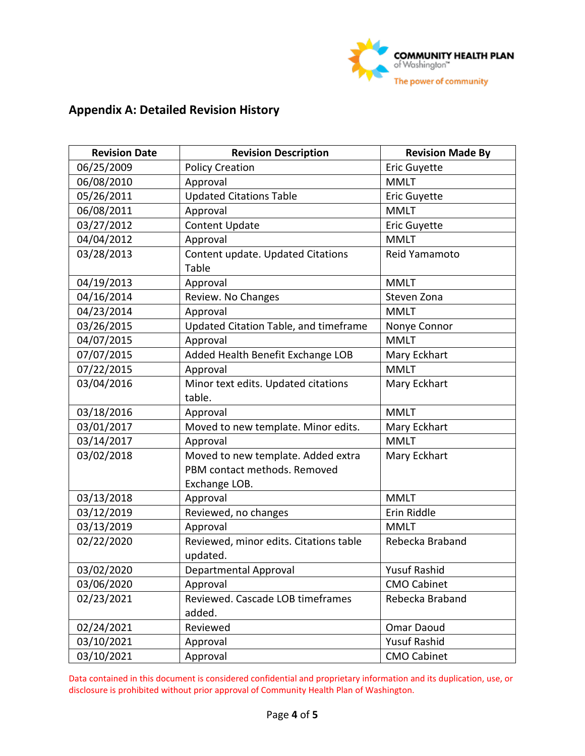## Appendix A: Detailed Revision History

| Revision Date | Revision Description | Revision Made By |
|---|---|---|
| 06/25/2009 | Policy Creation | Eric Guyette |
| 06/08/2010 | Approval | MMLT |
| 05/26/2011 | Updated Citations Table | Eric Guyette |
| 06/08/2011 | Approval | MMLT |
| 03/27/2012 | Content Update | Eric Guyette |
| 04/04/2012 | Approval | MMLT |
| 03/28/2013 | Content update. Updated Citations Table | Reid Yamamoto |
| 04/19/2013 | Approval | MMLT |
| 04/16/2014 | Review. No Changes | Steven Zona |
| 04/23/2014 | Approval | MMLT |
| 03/26/2015 | Updated Citation Table, and timeframe | Nonye Connor |
| 04/07/2015 | Approval | MMLT |
| 07/07/2015 | Added Health Benefit Exchange LOB | Mary Eckhart |
| 07/22/2015 | Approval | MMLT |
| 03/04/2016 | Minor text edits. Updated citations table. | Mary Eckhart |
| 03/18/2016 | Approval | MMLT |
| 03/01/2017 | Moved to new template. Minor edits. | Mary Eckhart |
| 03/14/2017 | Approval | MMLT |
| 03/02/2018 | Moved to new template. Added extra PBM contact methods. Removed Exchange LOB. | Mary Eckhart |
| 03/13/2018 | Approval | MMLT |
| 03/12/2019 | Reviewed, no changes | Erin Riddle |
| 03/13/2019 | Approval | MMLT |
| 02/22/2020 | Reviewed, minor edits. Citations table updated. | Rebecka Braband |
| 03/02/2020 | Departmental Approval | Yusuf Rashid |
| 03/06/2020 | Approval | CMO Cabinet |
| 02/23/2021 | Reviewed. Cascade LOB timeframes added. | Rebecka Braband |
| 02/24/2021 | Reviewed | Omar Daoud |
| 03/10/2021 | Approval | Yusuf Rashid |
| 03/10/2021 | Approval | CMO Cabinet |

Data contained in this document is considered confidential and proprietary information and its duplication, use, or disclosure is prohibited without prior approval of Community Health Plan of Washington.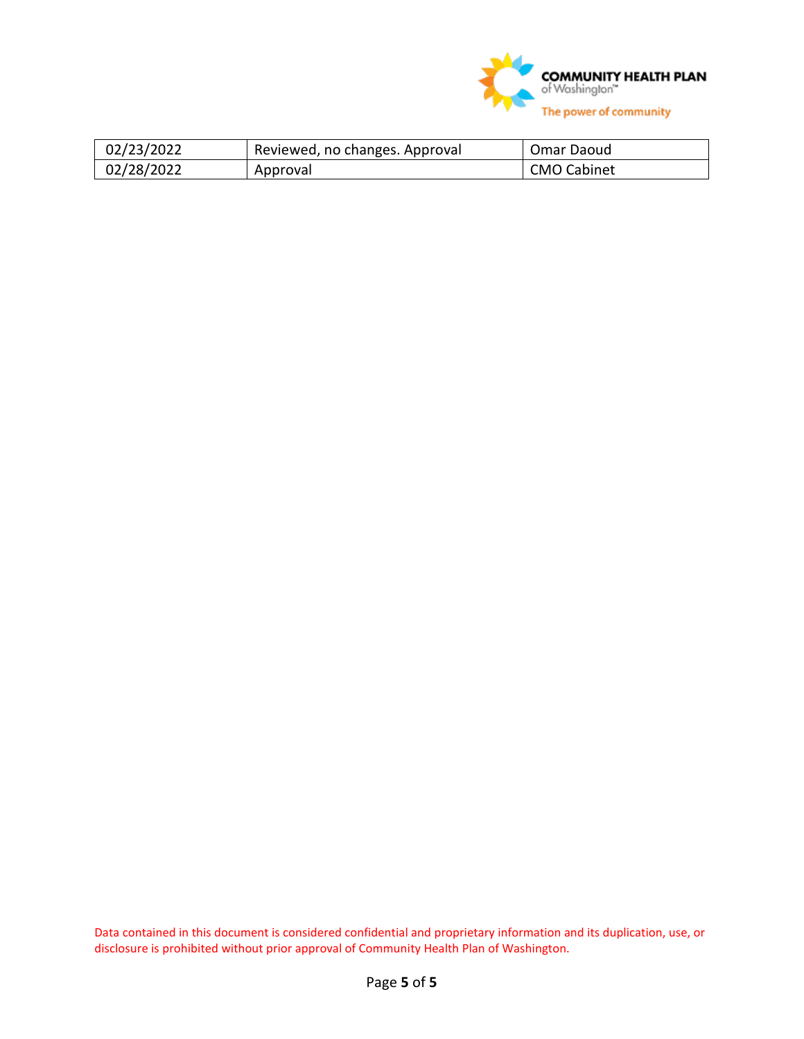| | | |
|---|---|---|
| 02/23/2022 | Reviewed, no changes. Approval | Omar Daoud |
| 02/28/2022 | Approval | CMO Cabinet |

Data contained in this document is considered confidential and proprietary information and its duplication, use, or disclosure is prohibited without prior approval of Community Health Plan of Washington.